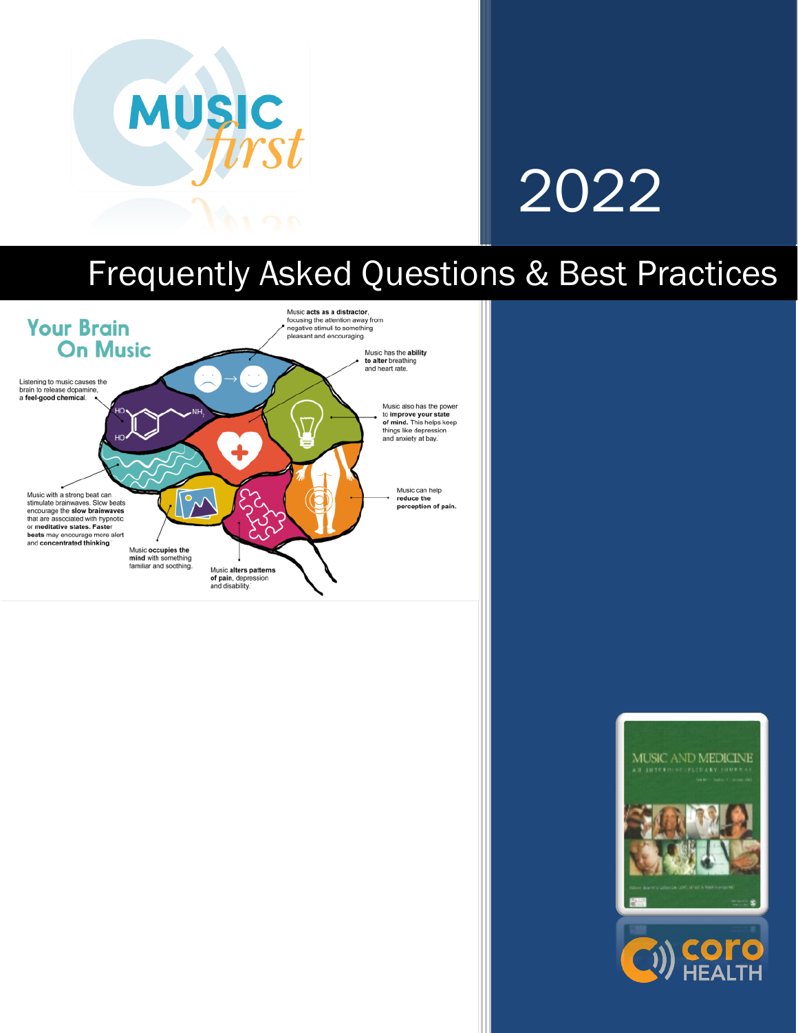MUSIC first

2022

# Frequently Asked Questions & Best Practices

## Your Brain On Music

Music **acts as a distractor**, focusing the attention away from negative stimuli to something pleasant and encouraging.

Music has the **ability to alter** breathing and heart rate.

Listening to music causes the brain to release dopamine, a **feel-good chemical**.

Music also has the power to **improve your state of mind.** This helps keep things like depression and anxiety at bay.

Music can help **reduce the perception of pain.**

Music with a strong beat can stimulate brainwaves. Slow beats encourage the **slow brainwaves** that are associated with hypnotic or **meditative states. Faster beats** may encourage more alert and **concentrated thinking**.

Music **occupies the mind** with something familiar and soothing.

Music **alters patterns of pain**, depression and disability.

MUSIC AND MEDICINE
AN INTERDISCIPLINARY JOURNAL

coro HEALTH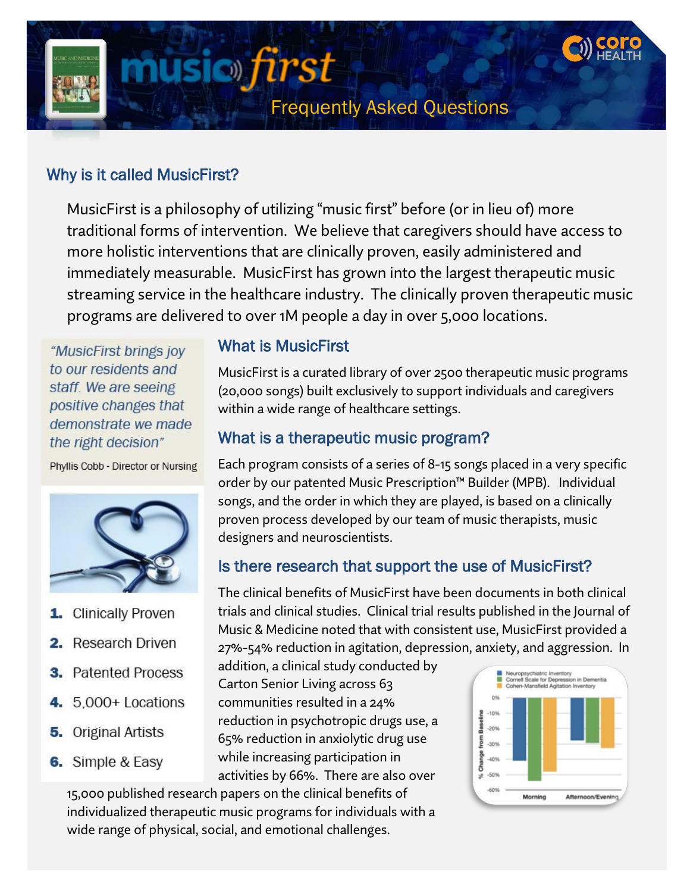# music first

Frequently Asked Questions

## Why is it called MusicFirst?

MusicFirst is a philosophy of utilizing "music first" before (or in lieu of) more traditional forms of intervention. We believe that caregivers should have access to more holistic interventions that are clinically proven, easily administered and immediately measurable. MusicFirst has grown into the largest therapeutic music streaming service in the healthcare industry. The clinically proven therapeutic music programs are delivered to over 1M people a day in over 5,000 locations.

*"MusicFirst brings joy to our residents and staff. We are seeing positive changes that demonstrate we made the right decision"*

Phyllis Cobb - Director or Nursing

1. Clinically Proven
2. Research Driven
3. Patented Process
4. 5,000+ Locations
5. Original Artists
6. Simple & Easy

## What is MusicFirst

MusicFirst is a curated library of over 2500 therapeutic music programs (20,000 songs) built exclusively to support individuals and caregivers within a wide range of healthcare settings.

## What is a therapeutic music program?

Each program consists of a series of 8-15 songs placed in a very specific order by our patented Music Prescription™ Builder (MPB). Individual songs, and the order in which they are played, is based on a clinically proven process developed by our team of music therapists, music designers and neuroscientists.

## Is there research that support the use of MusicFirst?

The clinical benefits of MusicFirst have been documents in both clinical trials and clinical studies. Clinical trial results published in the Journal of Music & Medicine noted that with consistent use, MusicFirst provided a 27%-54% reduction in agitation, depression, anxiety, and aggression. In addition, a clinical study conducted by Carton Senior Living across 63 communities resulted in a 24% reduction in psychotropic drugs use, a 65% reduction in anxiolytic drug use while increasing participation in activities by 66%. There are also over 15,000 published research papers on the clinical benefits of individualized therapeutic music programs for individuals with a wide range of physical, social, and emotional challenges.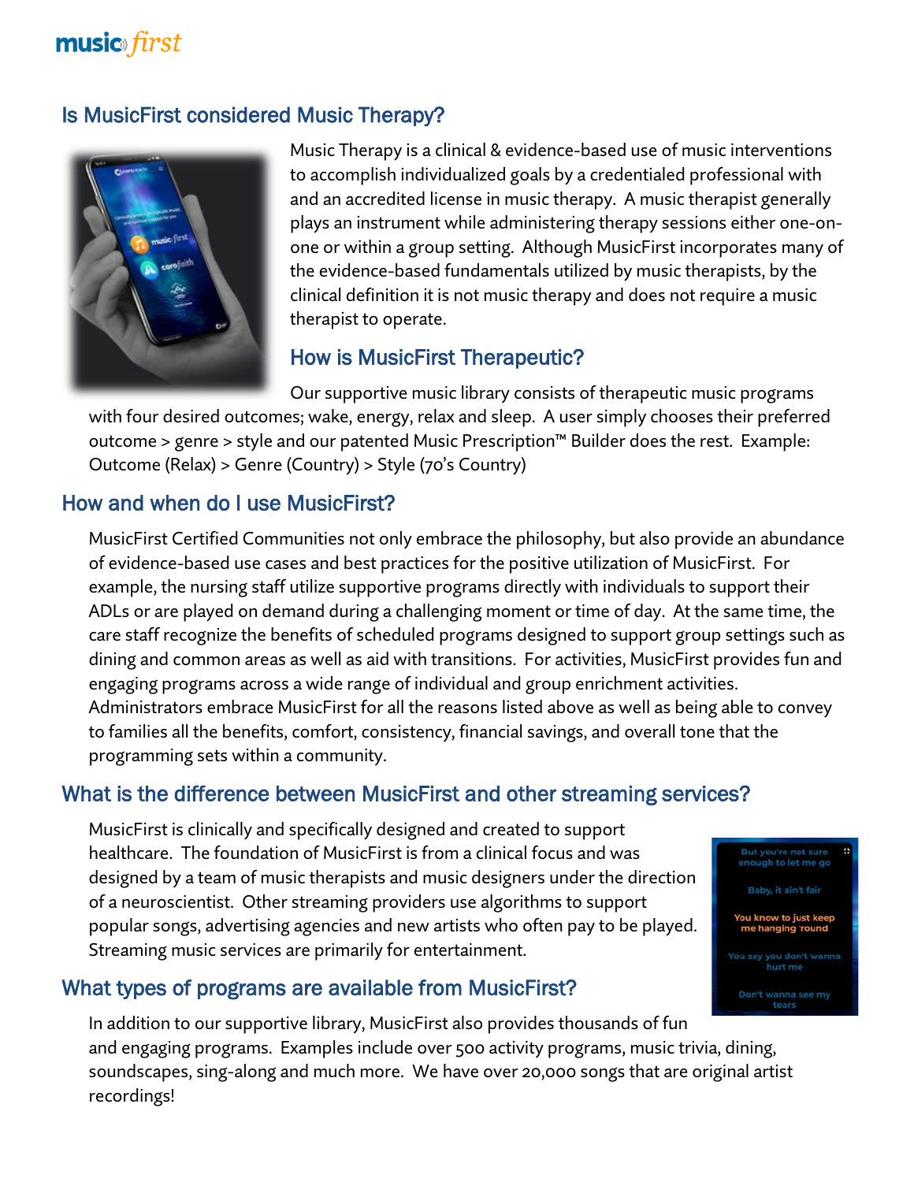## Is MusicFirst considered Music Therapy?

Music Therapy is a clinical & evidence-based use of music interventions to accomplish individualized goals by a credentialed professional with and an accredited license in music therapy. A music therapist generally plays an instrument while administering therapy sessions either one-on-one or within a group setting. Although MusicFirst incorporates many of the evidence-based fundamentals utilized by music therapists, by the clinical definition it is not music therapy and does not require a music therapist to operate.

## How is MusicFirst Therapeutic?

Our supportive music library consists of therapeutic music programs with four desired outcomes; wake, energy, relax and sleep. A user simply chooses their preferred outcome > genre > style and our patented Music Prescription™ Builder does the rest. Example: Outcome (Relax) > Genre (Country) > Style (70's Country)

## How and when do I use MusicFirst?

MusicFirst Certified Communities not only embrace the philosophy, but also provide an abundance of evidence-based use cases and best practices for the positive utilization of MusicFirst. For example, the nursing staff utilize supportive programs directly with individuals to support their ADLs or are played on demand during a challenging moment or time of day. At the same time, the care staff recognize the benefits of scheduled programs designed to support group settings such as dining and common areas as well as aid with transitions. For activities, MusicFirst provides fun and engaging programs across a wide range of individual and group enrichment activities. Administrators embrace MusicFirst for all the reasons listed above as well as being able to convey to families all the benefits, comfort, consistency, financial savings, and overall tone that the programming sets within a community.

## What is the difference between MusicFirst and other streaming services?

MusicFirst is clinically and specifically designed and created to support healthcare. The foundation of MusicFirst is from a clinical focus and was designed by a team of music therapists and music designers under the direction of a neuroscientist. Other streaming providers use algorithms to support popular songs, advertising agencies and new artists who often pay to be played. Streaming music services are primarily for entertainment.

## What types of programs are available from MusicFirst?

In addition to our supportive library, MusicFirst also provides thousands of fun and engaging programs. Examples include over 500 activity programs, music trivia, dining, soundscapes, sing-along and much more. We have over 20,000 songs that are original artist recordings!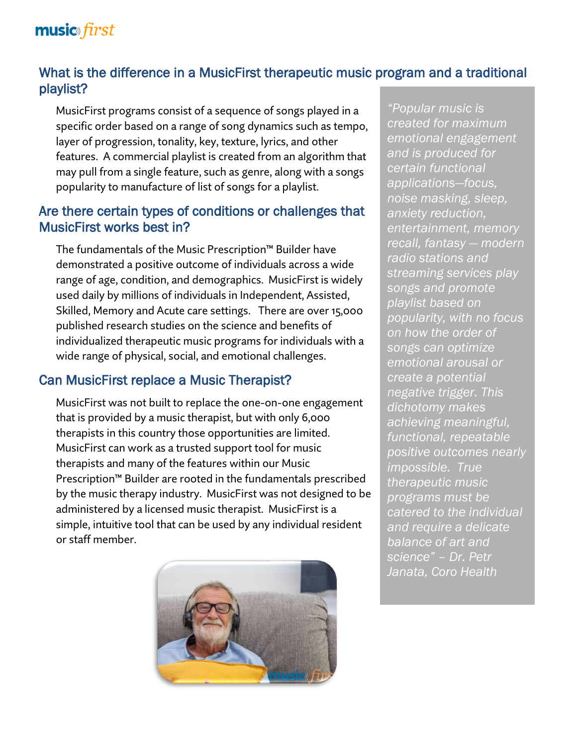## What is the difference in a MusicFirst therapeutic music program and a traditional playlist?

MusicFirst programs consist of a sequence of songs played in a specific order based on a range of song dynamics such as tempo, layer of progression, tonality, key, texture, lyrics, and other features. A commercial playlist is created from an algorithm that may pull from a single feature, such as genre, along with a songs popularity to manufacture of list of songs for a playlist.

## Are there certain types of conditions or challenges that MusicFirst works best in?

The fundamentals of the Music Prescription™ Builder have demonstrated a positive outcome of individuals across a wide range of age, condition, and demographics. MusicFirst is widely used daily by millions of individuals in Independent, Assisted, Skilled, Memory and Acute care settings. There are over 15,000 published research studies on the science and benefits of individualized therapeutic music programs for individuals with a wide range of physical, social, and emotional challenges.

## Can MusicFirst replace a Music Therapist?

MusicFirst was not built to replace the one-on-one engagement that is provided by a music therapist, but with only 6,000 therapists in this country those opportunities are limited. MusicFirst can work as a trusted support tool for music therapists and many of the features within our Music Prescription™ Builder are rooted in the fundamentals prescribed by the music therapy industry. MusicFirst was not designed to be administered by a licensed music therapist. MusicFirst is a simple, intuitive tool that can be used by any individual resident or staff member.

*"Popular music is created for maximum emotional engagement and is produced for certain functional applications—focus, noise masking, sleep, anxiety reduction, entertainment, memory recall, fantasy — modern radio stations and streaming services play songs and promote playlist based on popularity, with no focus on how the order of songs can optimize emotional arousal or create a potential negative trigger. This dichotomy makes achieving meaningful, functional, repeatable positive outcomes nearly impossible. True therapeutic music programs must be catered to the individual and require a delicate balance of art and science" – Dr. Petr Janata, Coro Health*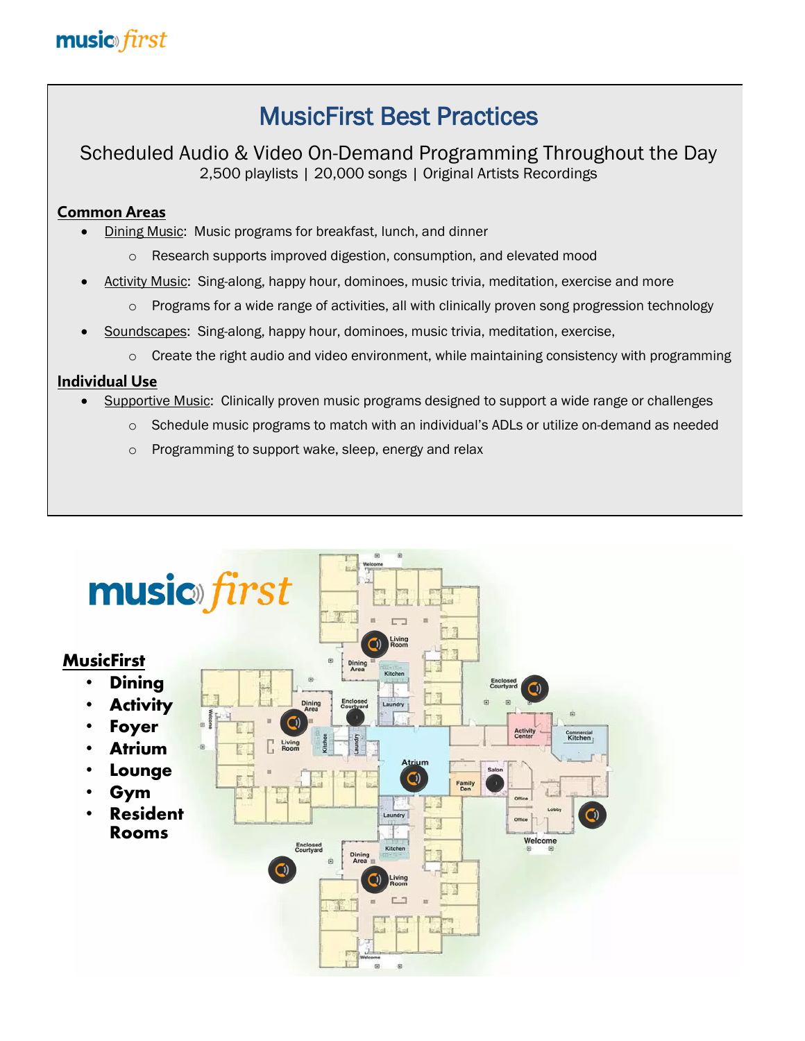musicfirst

# MusicFirst Best Practices

## Scheduled Audio & Video On-Demand Programming Throughout the Day

2,500 playlists | 20,000 songs | Original Artists Recordings

**Common Areas**

- Dining Music: Music programs for breakfast, lunch, and dinner
  - Research supports improved digestion, consumption, and elevated mood
- Activity Music: Sing-along, happy hour, dominoes, music trivia, meditation, exercise and more
  - Programs for a wide range of activities, all with clinically proven song progression technology
- Soundscapes: Sing-along, happy hour, dominoes, music trivia, meditation, exercise,
  - Create the right audio and video environment, while maintaining consistency with programming

**Individual Use**

- Supportive Music: Clinically proven music programs designed to support a wide range or challenges
  - Schedule music programs to match with an individual's ADLs or utilize on-demand as needed
  - Programming to support wake, sleep, energy and relax

musicfirst

**MusicFirst**

- Dining
- Activity
- Foyer
- Atrium
- Lounge
- Gym
- Resident Rooms

Welcome
Living Room
Dining Area
Kitchen
Laundry
Enclosed Courtyard
Dining Area
Enclosed Courtyard
Welcome
Living Room
Kitchen
Laundry
Atrium
Activity Center
Commercial Kitchen
Salon
Family Den
Office
Office
Lobby
Welcome
Enclosed Courtyard
Dining Area
Laundry
Kitchen
Living Room
Welcome